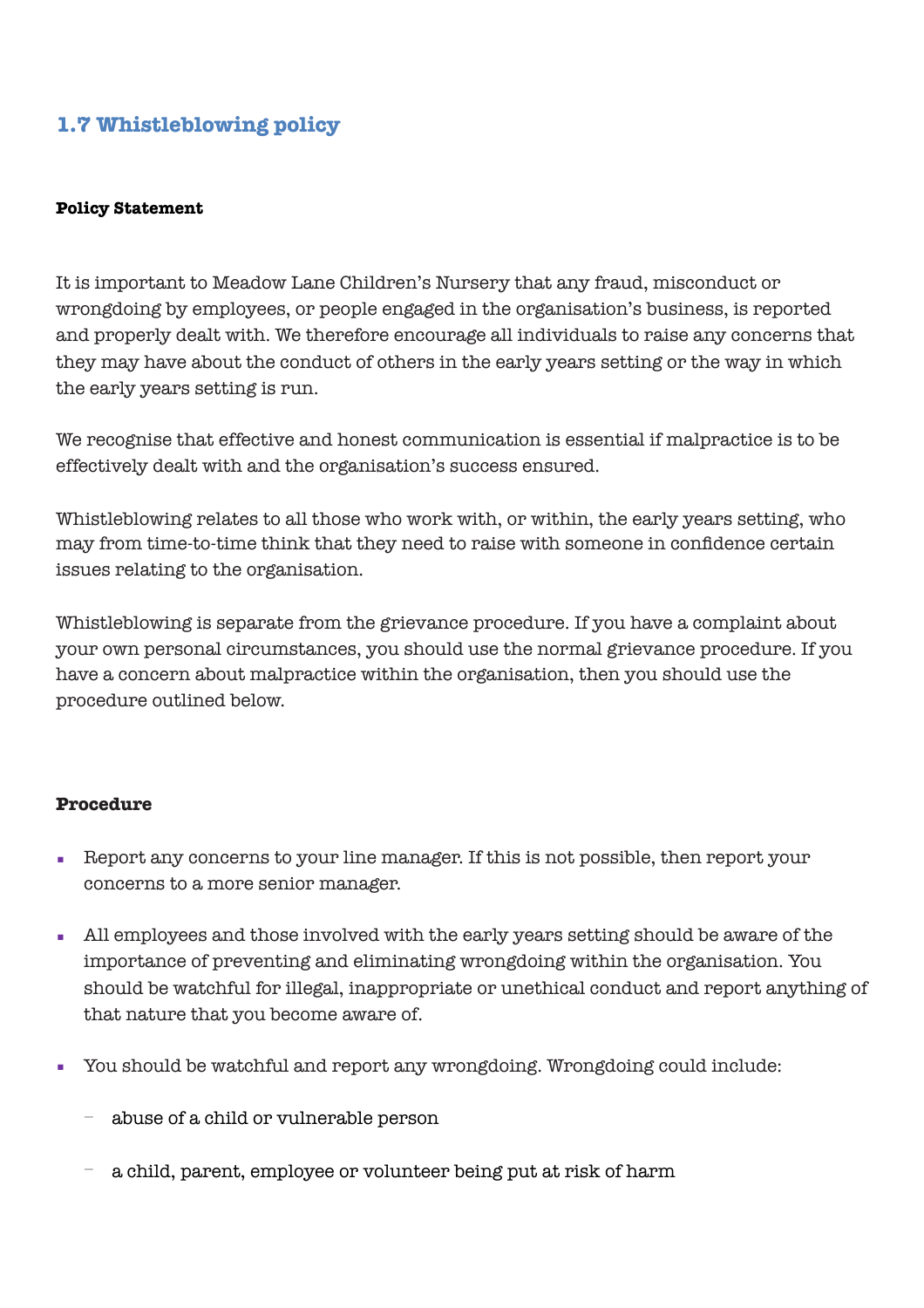## 1.7 Whistleblowing policy

**Policy Statement**

It is important to Meadow Lane Children's Nursery that any fraud, misconduct or wrongdoing by employees, or people engaged in the organisation's business, is reported and properly dealt with. We therefore encourage all individuals to raise any concerns that they may have about the conduct of others in the early years setting or the way in which the early years setting is run.

We recognise that effective and honest communication is essential if malpractice is to be effectively dealt with and the organisation's success ensured.

Whistleblowing relates to all those who work with, or within, the early years setting, who may from time-to-time think that they need to raise with someone in confidence certain issues relating to the organisation.

Whistleblowing is separate from the grievance procedure. If you have a complaint about your own personal circumstances, you should use the normal grievance procedure. If you have a concern about malpractice within the organisation, then you should use the procedure outlined below.

**Procedure**

- Report any concerns to your line manager. If this is not possible, then report your concerns to a more senior manager.
- All employees and those involved with the early years setting should be aware of the importance of preventing and eliminating wrongdoing within the organisation. You should be watchful for illegal, inappropriate or unethical conduct and report anything of that nature that you become aware of.
- You should be watchful and report any wrongdoing. Wrongdoing could include:
  - abuse of a child or vulnerable person
  - a child, parent, employee or volunteer being put at risk of harm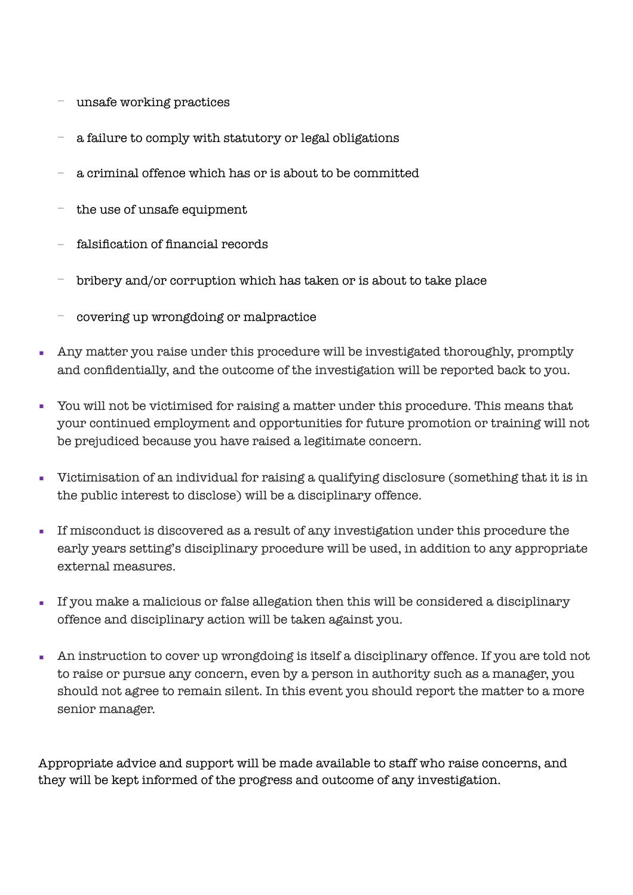- unsafe working practices
  - a failure to comply with statutory or legal obligations
  - a criminal offence which has or is about to be committed
  - the use of unsafe equipment
  - falsification of financial records
  - bribery and/or corruption which has taken or is about to take place
  - covering up wrongdoing or malpractice

- Any matter you raise under this procedure will be investigated thoroughly, promptly and confidentially, and the outcome of the investigation will be reported back to you.
- You will not be victimised for raising a matter under this procedure. This means that your continued employment and opportunities for future promotion or training will not be prejudiced because you have raised a legitimate concern.
- Victimisation of an individual for raising a qualifying disclosure (something that it is in the public interest to disclose) will be a disciplinary offence.
- If misconduct is discovered as a result of any investigation under this procedure the early years setting's disciplinary procedure will be used, in addition to any appropriate external measures.
- If you make a malicious or false allegation then this will be considered a disciplinary offence and disciplinary action will be taken against you.
- An instruction to cover up wrongdoing is itself a disciplinary offence. If you are told not to raise or pursue any concern, even by a person in authority such as a manager, you should not agree to remain silent. In this event you should report the matter to a more senior manager.

Appropriate advice and support will be made available to staff who raise concerns, and they will be kept informed of the progress and outcome of any investigation.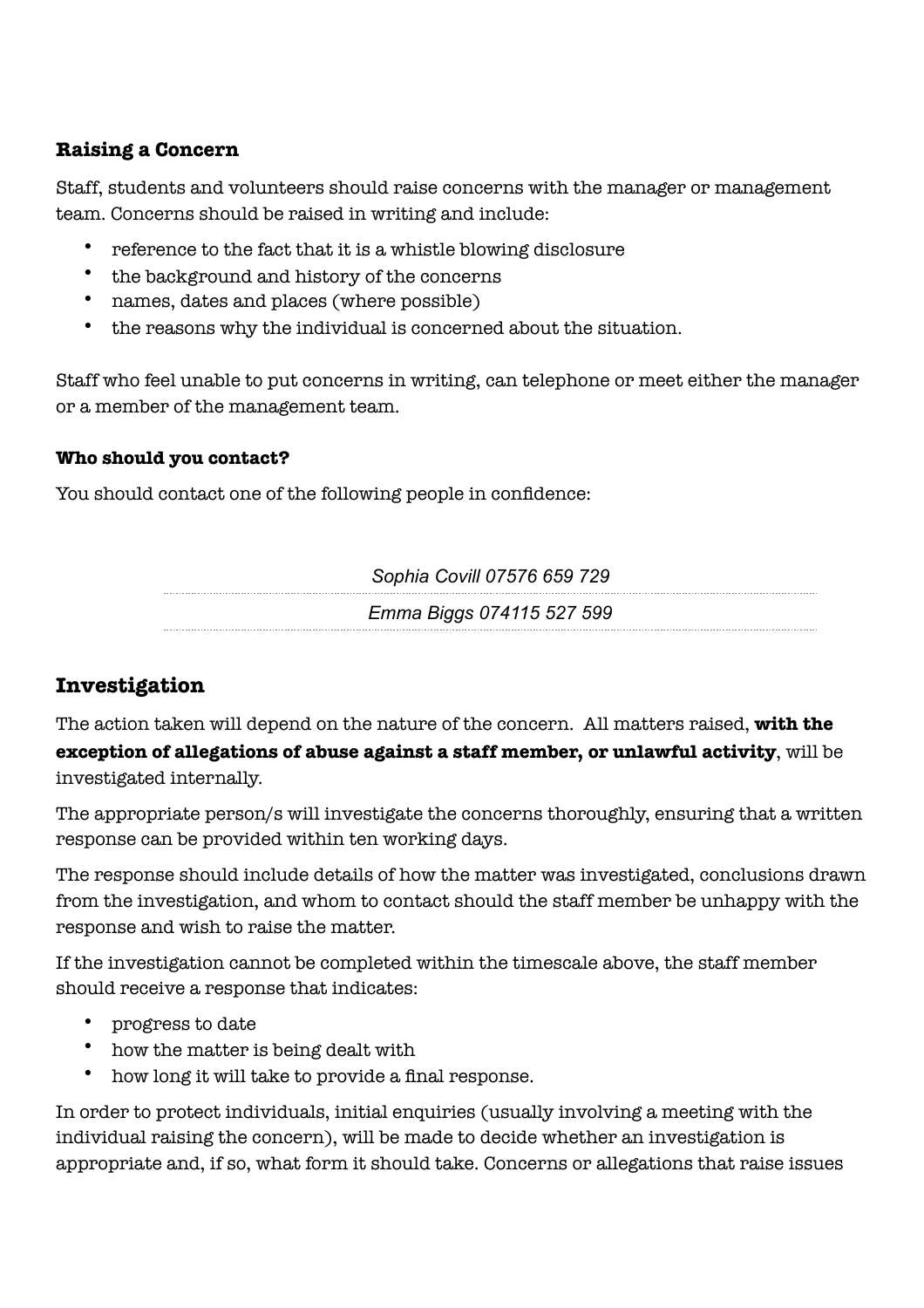### Raising a Concern

Staff, students and volunteers should raise concerns with the manager or management team. Concerns should be raised in writing and include:

- reference to the fact that it is a whistle blowing disclosure
- the background and history of the concerns
- names, dates and places (where possible)
- the reasons why the individual is concerned about the situation.

Staff who feel unable to put concerns in writing, can telephone or meet either the manager or a member of the management team.

#### Who should you contact?

You should contact one of the following people in confidence:

*Sophia Covill 07576 659 729*

*Emma Biggs 074115 527 599*

## Investigation

The action taken will depend on the nature of the concern. All matters raised, **with the exception of allegations of abuse against a staff member, or unlawful activity**, will be investigated internally.

The appropriate person/s will investigate the concerns thoroughly, ensuring that a written response can be provided within ten working days.

The response should include details of how the matter was investigated, conclusions drawn from the investigation, and whom to contact should the staff member be unhappy with the response and wish to raise the matter.

If the investigation cannot be completed within the timescale above, the staff member should receive a response that indicates:

- progress to date
- how the matter is being dealt with
- how long it will take to provide a final response.

In order to protect individuals, initial enquiries (usually involving a meeting with the individual raising the concern), will be made to decide whether an investigation is appropriate and, if so, what form it should take. Concerns or allegations that raise issues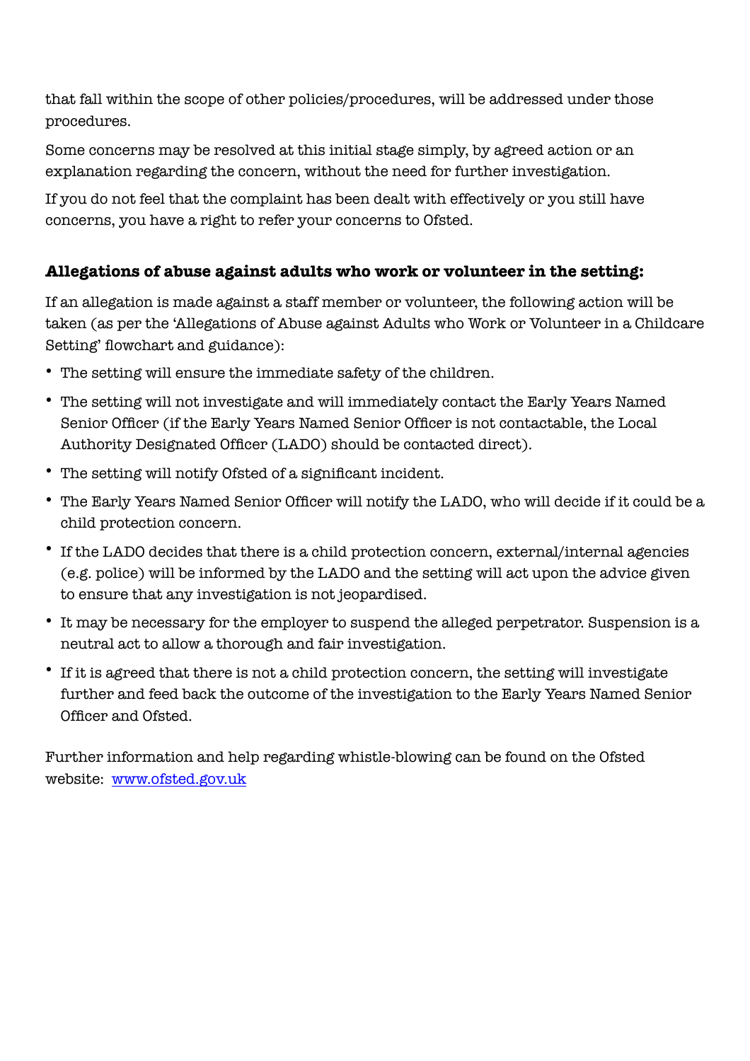that fall within the scope of other policies/procedures, will be addressed under those procedures.

Some concerns may be resolved at this initial stage simply, by agreed action or an explanation regarding the concern, without the need for further investigation.

If you do not feel that the complaint has been dealt with effectively or you still have concerns, you have a right to refer your concerns to Ofsted.

**Allegations of abuse against adults who work or volunteer in the setting:**

If an allegation is made against a staff member or volunteer, the following action will be taken (as per the 'Allegations of Abuse against Adults who Work or Volunteer in a Childcare Setting' flowchart and guidance):

- The setting will ensure the immediate safety of the children.
- The setting will not investigate and will immediately contact the Early Years Named Senior Officer (if the Early Years Named Senior Officer is not contactable, the Local Authority Designated Officer (LADO) should be contacted direct).
- The setting will notify Ofsted of a significant incident.
- The Early Years Named Senior Officer will notify the LADO, who will decide if it could be a child protection concern.
- If the LADO decides that there is a child protection concern, external/internal agencies (e.g. police) will be informed by the LADO and the setting will act upon the advice given to ensure that any investigation is not jeopardised.
- It may be necessary for the employer to suspend the alleged perpetrator. Suspension is a neutral act to allow a thorough and fair investigation.
- If it is agreed that there is not a child protection concern, the setting will investigate further and feed back the outcome of the investigation to the Early Years Named Senior Officer and Ofsted.

Further information and help regarding whistle-blowing can be found on the Ofsted website: [www.ofsted.gov.uk](http://www.ofsted.gov.uk)